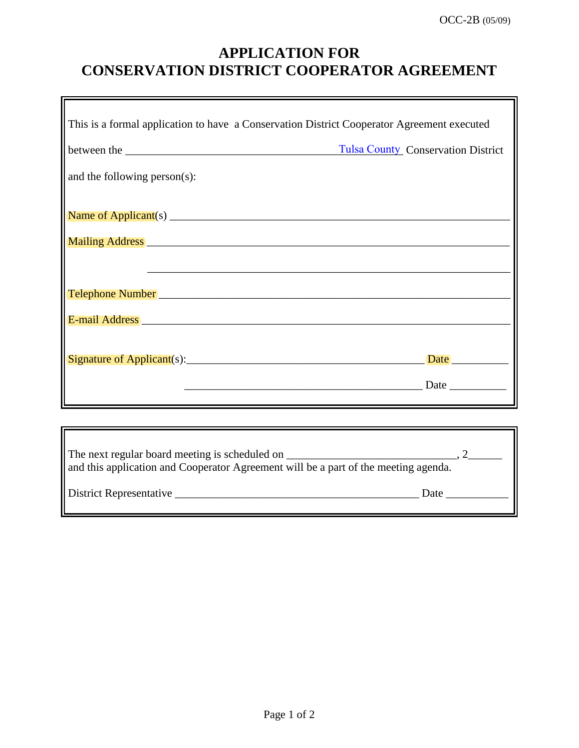OCC-2B (05/09)

# APPLICATION FOR CONSERVATION DISTRICT COOPERATOR AGREEMENT

This is a formal application to have a Conservation District Cooperator Agreement executed

between the ________________________________________ Tulsa County Conservation District

and the following person(s):

Name of Applicant(s) ____________________________________________________________

Mailing Address ________________________________________________________________

________________________________________________________________

Telephone Number _______________________________________________________________

E-mail Address _________________________________________________________________

Signature of Applicant(s):___________________________________________ Date __________

___________________________________________ Date __________

---

The next regular board meeting is scheduled on ______________________________, 2______ and this application and Cooperator Agreement will be a part of the meeting agenda.

District Representative ____________________________________________ Date ___________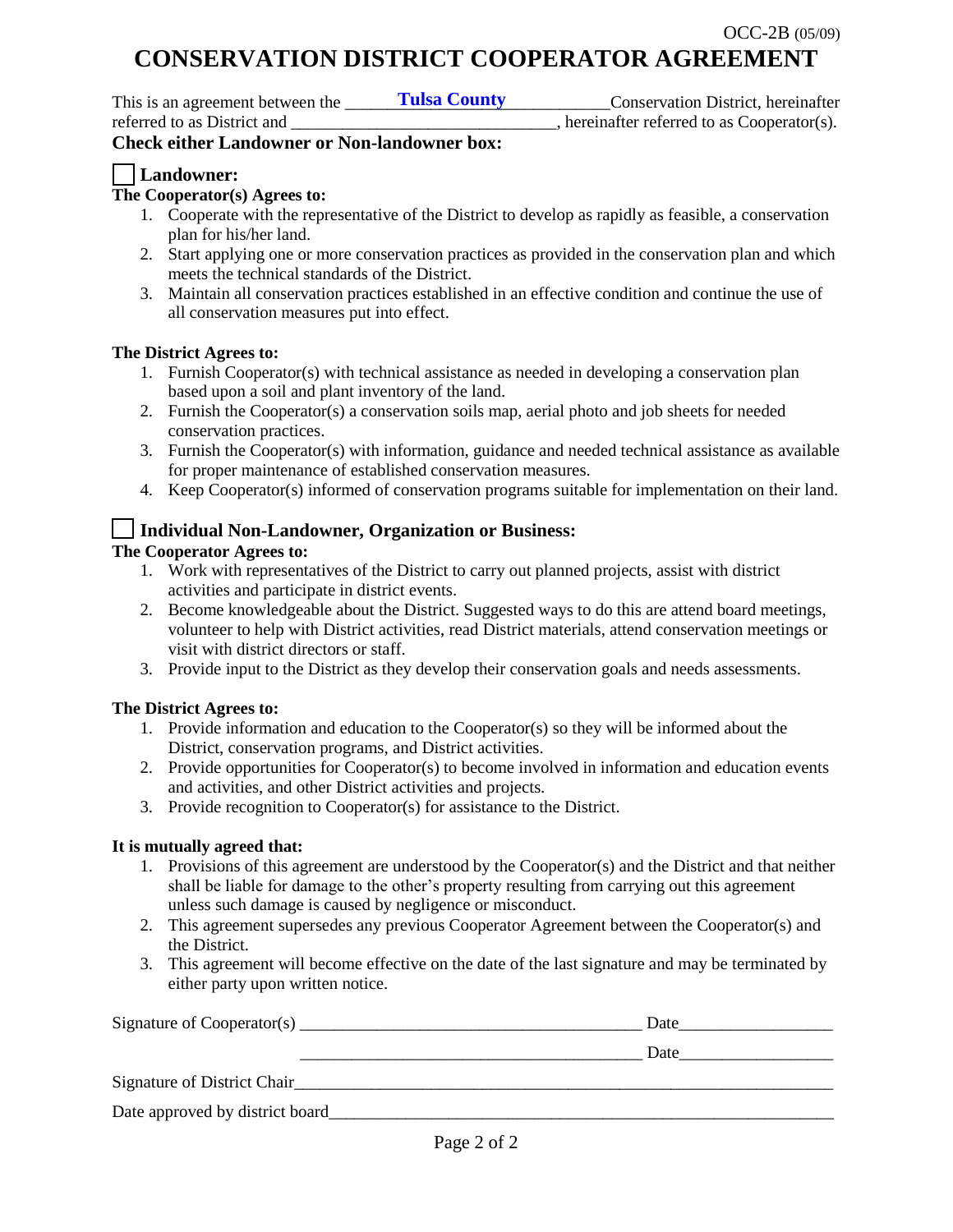OCC-2B (05/09)

# CONSERVATION DISTRICT COOPERATOR AGREEMENT

This is an agreement between the ______**Tulsa County**____________Conservation District, hereinafter referred to as District and ______________________________, hereinafter referred to as Cooperator(s).

**Check either Landowner or Non-landowner box:**

☐ **Landowner:**

**The Cooperator(s) Agrees to:**

1. Cooperate with the representative of the District to develop as rapidly as feasible, a conservation plan for his/her land.
2. Start applying one or more conservation practices as provided in the conservation plan and which meets the technical standards of the District.
3. Maintain all conservation practices established in an effective condition and continue the use of all conservation measures put into effect.

**The District Agrees to:**

1. Furnish Cooperator(s) with technical assistance as needed in developing a conservation plan based upon a soil and plant inventory of the land.
2. Furnish the Cooperator(s) a conservation soils map, aerial photo and job sheets for needed conservation practices.
3. Furnish the Cooperator(s) with information, guidance and needed technical assistance as available for proper maintenance of established conservation measures.
4. Keep Cooperator(s) informed of conservation programs suitable for implementation on their land.

☐ **Individual Non-Landowner, Organization or Business:**

**The Cooperator Agrees to:**

1. Work with representatives of the District to carry out planned projects, assist with district activities and participate in district events.
2. Become knowledgeable about the District. Suggested ways to do this are attend board meetings, volunteer to help with District activities, read District materials, attend conservation meetings or visit with district directors or staff.
3. Provide input to the District as they develop their conservation goals and needs assessments.

**The District Agrees to:**

1. Provide information and education to the Cooperator(s) so they will be informed about the District, conservation programs, and District activities.
2. Provide opportunities for Cooperator(s) to become involved in information and education events and activities, and other District activities and projects.
3. Provide recognition to Cooperator(s) for assistance to the District.

**It is mutually agreed that:**

1. Provisions of this agreement are understood by the Cooperator(s) and the District and that neither shall be liable for damage to the other's property resulting from carrying out this agreement unless such damage is caused by negligence or misconduct.
2. This agreement supersedes any previous Cooperator Agreement between the Cooperator(s) and the District.
3. This agreement will become effective on the date of the last signature and may be terminated by either party upon written notice.

Signature of Cooperator(s) ________________________________________ Date__________________

________________________________________ Date__________________

Signature of District Chair________________________________________________________________

Date approved by district board____________________________________________________________